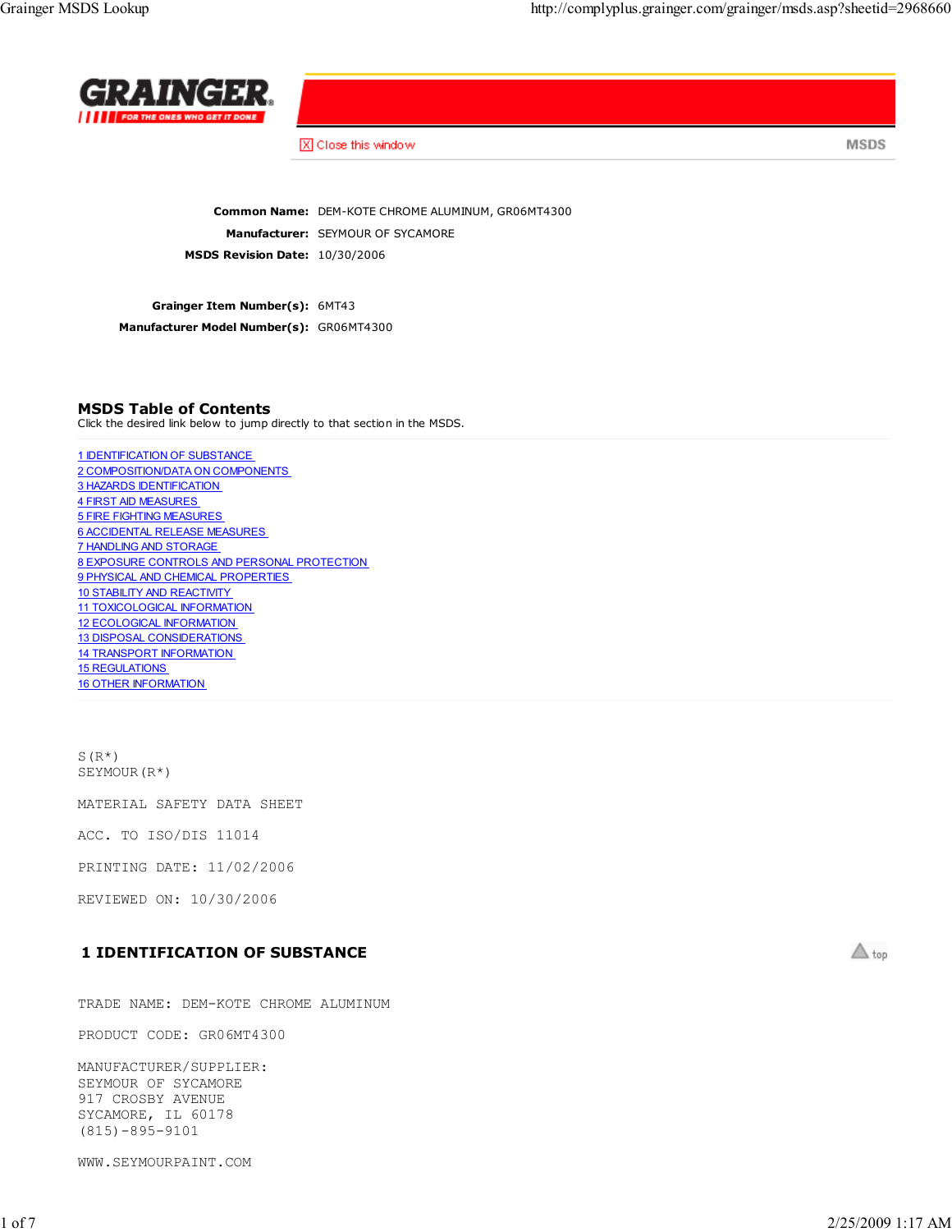**Common Name:** DEM-KOTE CHROME ALUMINUM, GR06MT4300

**Manufacturer:** SEYMOUR OF SYCAMORE

**MSDS Revision Date:** 10/30/2006

**Grainger Item Number(s):** 6MT43

**Manufacturer Model Number(s):** GR06MT4300

## MSDS Table of Contents

Click the desired link below to jump directly to that section in the MSDS.

1 IDENTIFICATION OF SUBSTANCE
2 COMPOSITION/DATA ON COMPONENTS
3 HAZARDS IDENTIFICATION
4 FIRST AID MEASURES
5 FIRE FIGHTING MEASURES
6 ACCIDENTAL RELEASE MEASURES
7 HANDLING AND STORAGE
8 EXPOSURE CONTROLS AND PERSONAL PROTECTION
9 PHYSICAL AND CHEMICAL PROPERTIES
10 STABILITY AND REACTIVITY
11 TOXICOLOGICAL INFORMATION
12 ECOLOGICAL INFORMATION
13 DISPOSAL CONSIDERATIONS
14 TRANSPORT INFORMATION
15 REGULATIONS
16 OTHER INFORMATION

S(R*)
SEYMOUR(R*)

MATERIAL SAFETY DATA SHEET

ACC. TO ISO/DIS 11014

PRINTING DATE: 11/02/2006

REVIEWED ON: 10/30/2006

## 1 IDENTIFICATION OF SUBSTANCE

TRADE NAME: DEM-KOTE CHROME ALUMINUM

PRODUCT CODE: GR06MT4300

MANUFACTURER/SUPPLIER:
SEYMOUR OF SYCAMORE
917 CROSBY AVENUE
SYCAMORE, IL 60178
(815)-895-9101

WWW.SEYMOURPAINT.COM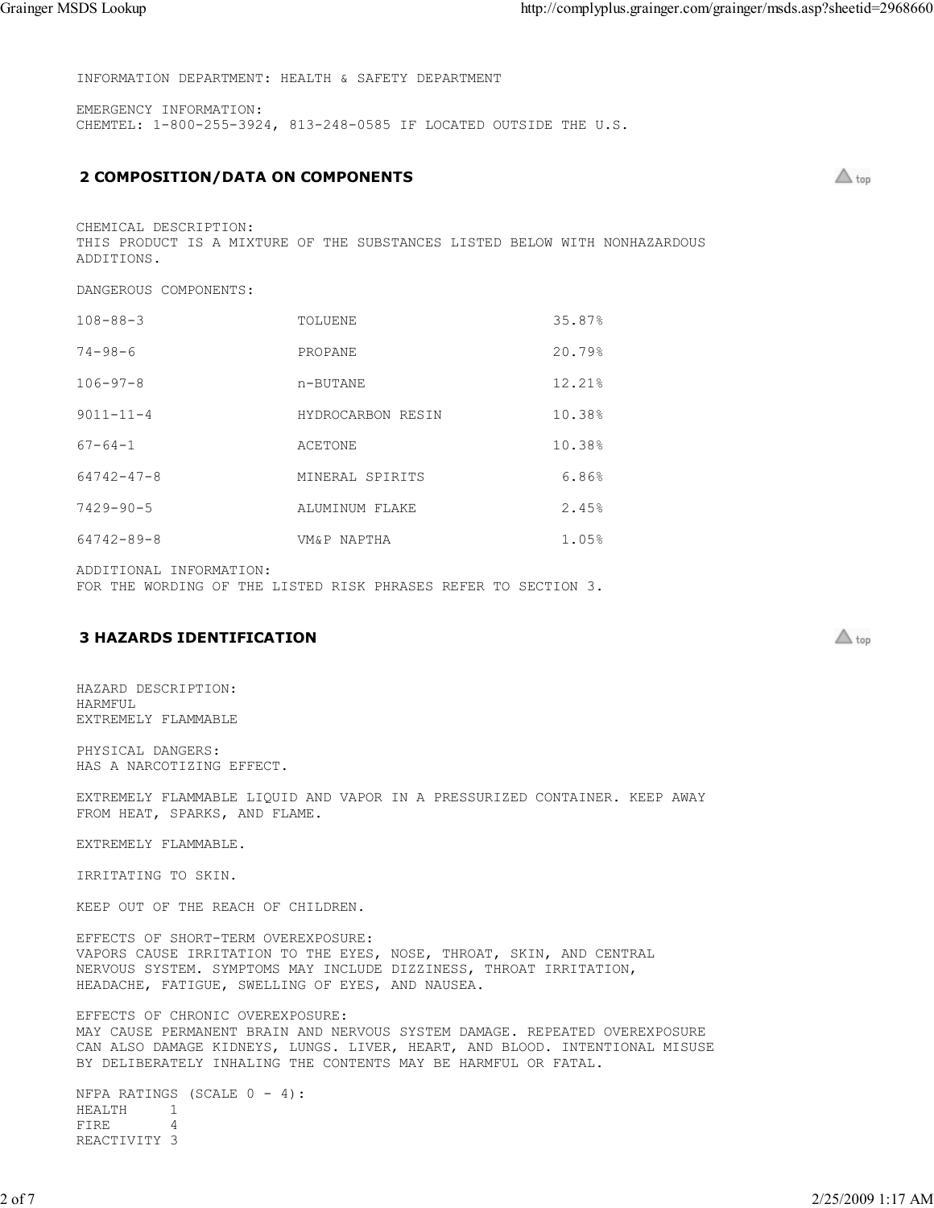INFORMATION DEPARTMENT: HEALTH & SAFETY DEPARTMENT

EMERGENCY INFORMATION:
CHEMTEL: 1-800-255-3924, 813-248-0585 IF LOCATED OUTSIDE THE U.S.

## 2 COMPOSITION/DATA ON COMPONENTS

CHEMICAL DESCRIPTION:
THIS PRODUCT IS A MIXTURE OF THE SUBSTANCES LISTED BELOW WITH NONHAZARDOUS ADDITIONS.

DANGEROUS COMPONENTS:

| CAS | Component | % |
|---|---|---|
| 108-88-3 | TOLUENE | 35.87% |
| 74-98-6 | PROPANE | 20.79% |
| 106-97-8 | n-BUTANE | 12.21% |
| 9011-11-4 | HYDROCARBON RESIN | 10.38% |
| 67-64-1 | ACETONE | 10.38% |
| 64742-47-8 | MINERAL SPIRITS | 6.86% |
| 7429-90-5 | ALUMINUM FLAKE | 2.45% |
| 64742-89-8 | VM&P NAPTHA | 1.05% |

ADDITIONAL INFORMATION:
FOR THE WORDING OF THE LISTED RISK PHRASES REFER TO SECTION 3.

## 3 HAZARDS IDENTIFICATION

HAZARD DESCRIPTION:
HARMFUL
EXTREMELY FLAMMABLE

PHYSICAL DANGERS:
HAS A NARCOTIZING EFFECT.

EXTREMELY FLAMMABLE LIQUID AND VAPOR IN A PRESSURIZED CONTAINER. KEEP AWAY FROM HEAT, SPARKS, AND FLAME.

EXTREMELY FLAMMABLE.

IRRITATING TO SKIN.

KEEP OUT OF THE REACH OF CHILDREN.

EFFECTS OF SHORT-TERM OVEREXPOSURE:
VAPORS CAUSE IRRITATION TO THE EYES, NOSE, THROAT, SKIN, AND CENTRAL NERVOUS SYSTEM. SYMPTOMS MAY INCLUDE DIZZINESS, THROAT IRRITATION, HEADACHE, FATIGUE, SWELLING OF EYES, AND NAUSEA.

EFFECTS OF CHRONIC OVEREXPOSURE:
MAY CAUSE PERMANENT BRAIN AND NERVOUS SYSTEM DAMAGE. REPEATED OVEREXPOSURE CAN ALSO DAMAGE KIDNEYS, LUNGS. LIVER, HEART, AND BLOOD. INTENTIONAL MISUSE BY DELIBERATELY INHALING THE CONTENTS MAY BE HARMFUL OR FATAL.

NFPA RATINGS (SCALE 0 - 4):
HEALTH 1
FIRE 4
REACTIVITY 3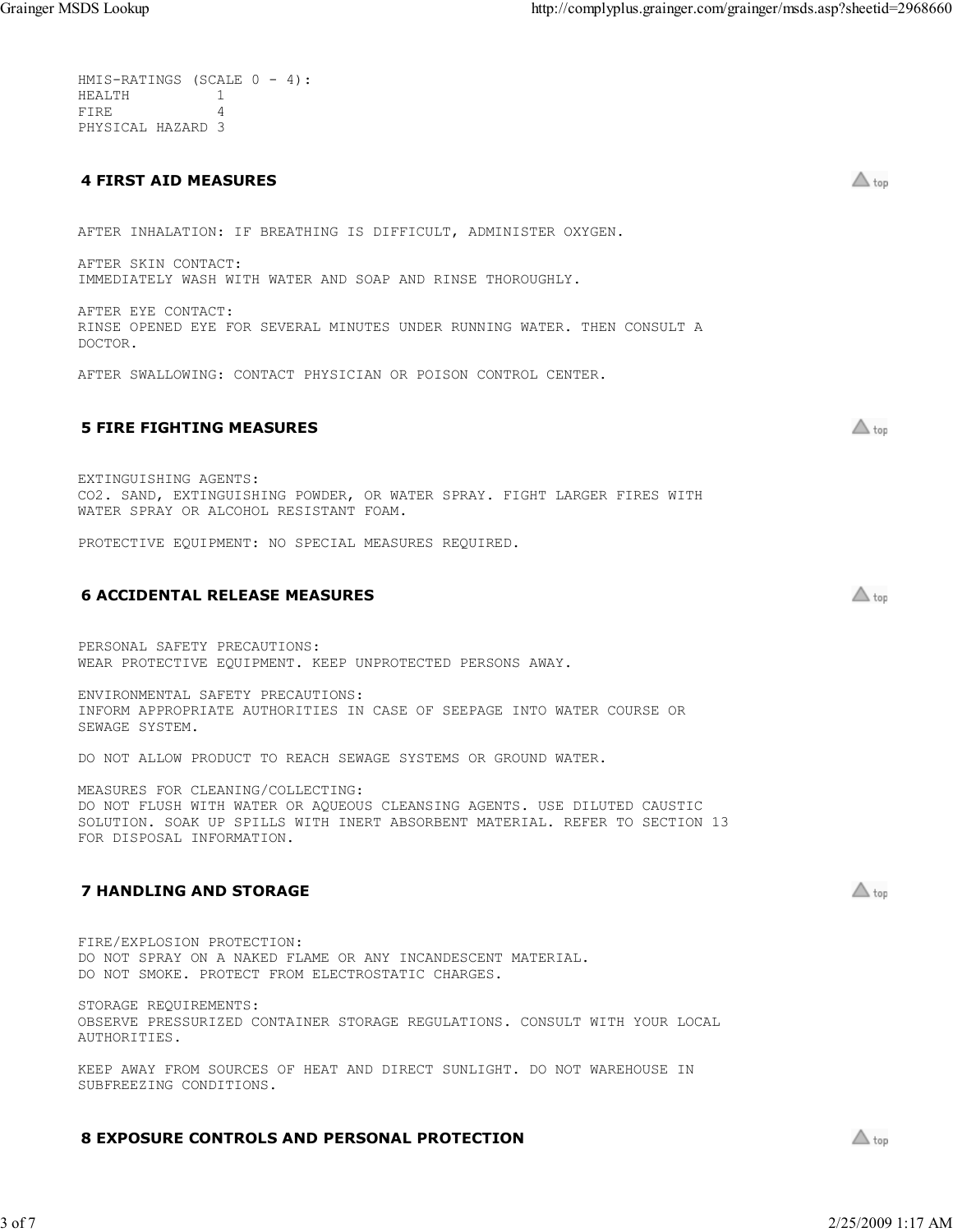HMIS-RATINGS (SCALE 0 - 4):
HEALTH 1
FIRE 4
PHYSICAL HAZARD 3

## 4 FIRST AID MEASURES

AFTER INHALATION: IF BREATHING IS DIFFICULT, ADMINISTER OXYGEN.

AFTER SKIN CONTACT:
IMMEDIATELY WASH WITH WATER AND SOAP AND RINSE THOROUGHLY.

AFTER EYE CONTACT:
RINSE OPENED EYE FOR SEVERAL MINUTES UNDER RUNNING WATER. THEN CONSULT A DOCTOR.

AFTER SWALLOWING: CONTACT PHYSICIAN OR POISON CONTROL CENTER.

## 5 FIRE FIGHTING MEASURES

EXTINGUISHING AGENTS:
$CO_2$. SAND, EXTINGUISHING POWDER, OR WATER SPRAY. FIGHT LARGER FIRES WITH WATER SPRAY OR ALCOHOL RESISTANT FOAM.

PROTECTIVE EQUIPMENT: NO SPECIAL MEASURES REQUIRED.

## 6 ACCIDENTAL RELEASE MEASURES

PERSONAL SAFETY PRECAUTIONS:
WEAR PROTECTIVE EQUIPMENT. KEEP UNPROTECTED PERSONS AWAY.

ENVIRONMENTAL SAFETY PRECAUTIONS:
INFORM APPROPRIATE AUTHORITIES IN CASE OF SEEPAGE INTO WATER COURSE OR SEWAGE SYSTEM.

DO NOT ALLOW PRODUCT TO REACH SEWAGE SYSTEMS OR GROUND WATER.

MEASURES FOR CLEANING/COLLECTING:
DO NOT FLUSH WITH WATER OR AQUEOUS CLEANSING AGENTS. USE DILUTED CAUSTIC SOLUTION. SOAK UP SPILLS WITH INERT ABSORBENT MATERIAL. REFER TO SECTION 13 FOR DISPOSAL INFORMATION.

## 7 HANDLING AND STORAGE

FIRE/EXPLOSION PROTECTION:
DO NOT SPRAY ON A NAKED FLAME OR ANY INCANDESCENT MATERIAL.
DO NOT SMOKE. PROTECT FROM ELECTROSTATIC CHARGES.

STORAGE REQUIREMENTS:
OBSERVE PRESSURIZED CONTAINER STORAGE REGULATIONS. CONSULT WITH YOUR LOCAL AUTHORITIES.

KEEP AWAY FROM SOURCES OF HEAT AND DIRECT SUNLIGHT. DO NOT WAREHOUSE IN SUBFREEZING CONDITIONS.

## 8 EXPOSURE CONTROLS AND PERSONAL PROTECTION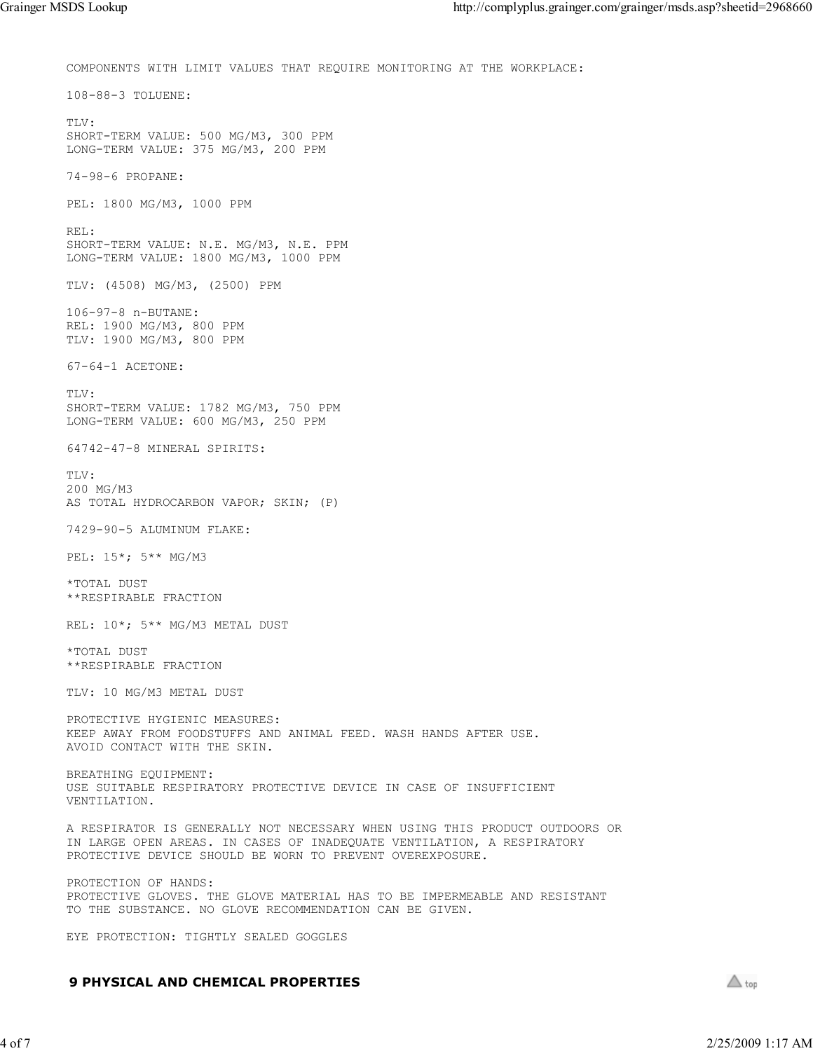COMPONENTS WITH LIMIT VALUES THAT REQUIRE MONITORING AT THE WORKPLACE:

108-88-3 TOLUENE:

TLV:
SHORT-TERM VALUE: 500 MG/M3, 300 PPM
LONG-TERM VALUE: 375 MG/M3, 200 PPM

74-98-6 PROPANE:

PEL: 1800 MG/M3, 1000 PPM

REL:
SHORT-TERM VALUE: N.E. MG/M3, N.E. PPM
LONG-TERM VALUE: 1800 MG/M3, 1000 PPM

TLV: (4508) MG/M3, (2500) PPM

106-97-8 n-BUTANE:
REL: 1900 MG/M3, 800 PPM
TLV: 1900 MG/M3, 800 PPM

67-64-1 ACETONE:

TLV:
SHORT-TERM VALUE: 1782 MG/M3, 750 PPM
LONG-TERM VALUE: 600 MG/M3, 250 PPM

64742-47-8 MINERAL SPIRITS:

TLV:
200 MG/M3
AS TOTAL HYDROCARBON VAPOR; SKIN; (P)

7429-90-5 ALUMINUM FLAKE:

PEL: 15*; 5** MG/M3

*TOTAL DUST
**RESPIRABLE FRACTION

REL: 10*; 5** MG/M3 METAL DUST

*TOTAL DUST
**RESPIRABLE FRACTION

TLV: 10 MG/M3 METAL DUST

PROTECTIVE HYGIENIC MEASURES:
KEEP AWAY FROM FOODSTUFFS AND ANIMAL FEED. WASH HANDS AFTER USE.
AVOID CONTACT WITH THE SKIN.

BREATHING EQUIPMENT:
USE SUITABLE RESPIRATORY PROTECTIVE DEVICE IN CASE OF INSUFFICIENT VENTILATION.

A RESPIRATOR IS GENERALLY NOT NECESSARY WHEN USING THIS PRODUCT OUTDOORS OR IN LARGE OPEN AREAS. IN CASES OF INADEQUATE VENTILATION, A RESPIRATORY PROTECTIVE DEVICE SHOULD BE WORN TO PREVENT OVEREXPOSURE.

PROTECTION OF HANDS:
PROTECTIVE GLOVES. THE GLOVE MATERIAL HAS TO BE IMPERMEABLE AND RESISTANT TO THE SUBSTANCE. NO GLOVE RECOMMENDATION CAN BE GIVEN.

EYE PROTECTION: TIGHTLY SEALED GOGGLES

## 9 PHYSICAL AND CHEMICAL PROPERTIES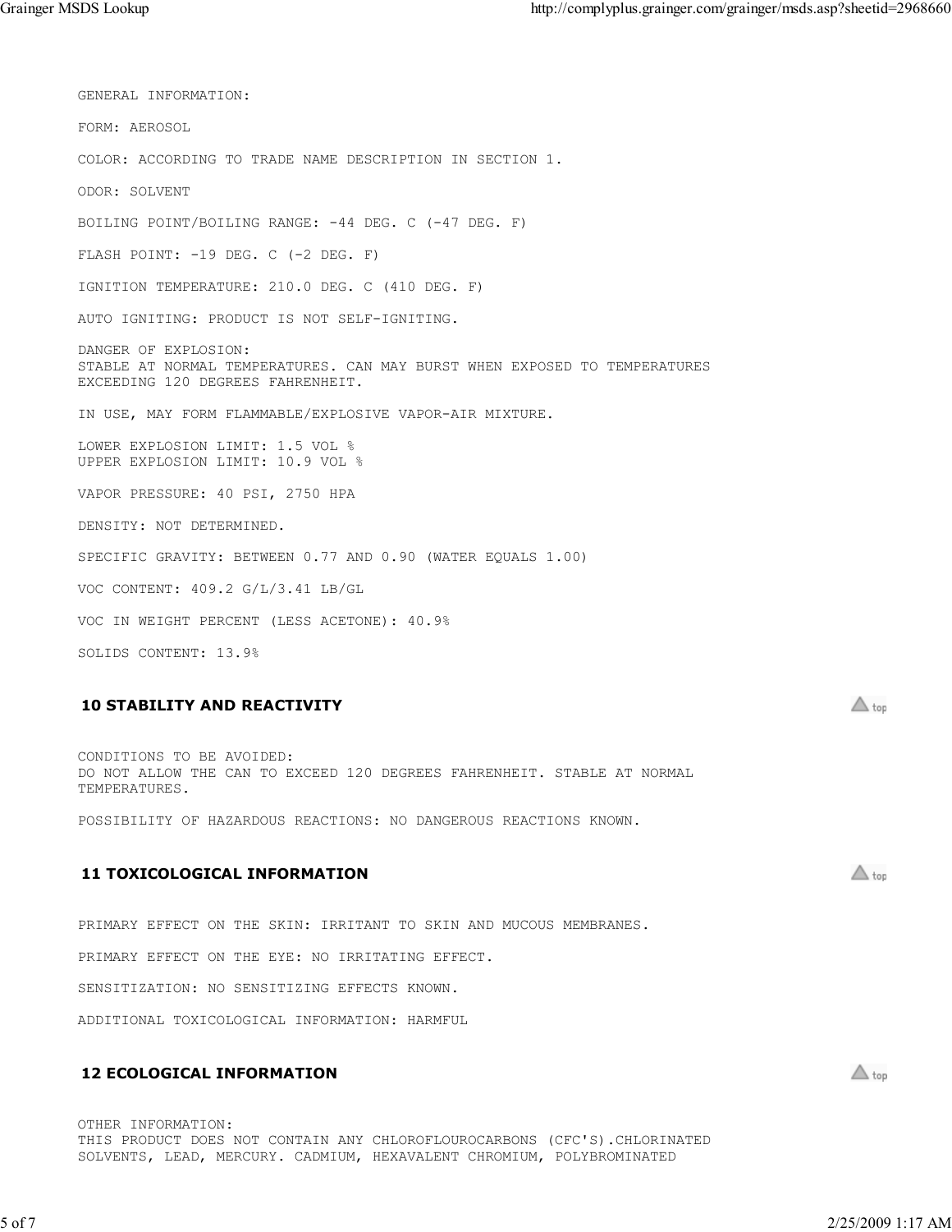GENERAL INFORMATION:

FORM: AEROSOL

COLOR: ACCORDING TO TRADE NAME DESCRIPTION IN SECTION 1.

ODOR: SOLVENT

BOILING POINT/BOILING RANGE: -44 DEG. C (-47 DEG. F)

FLASH POINT: -19 DEG. C (-2 DEG. F)

IGNITION TEMPERATURE: 210.0 DEG. C (410 DEG. F)

AUTO IGNITING: PRODUCT IS NOT SELF-IGNITING.

DANGER OF EXPLOSION:
STABLE AT NORMAL TEMPERATURES. CAN MAY BURST WHEN EXPOSED TO TEMPERATURES EXCEEDING 120 DEGREES FAHRENHEIT.

IN USE, MAY FORM FLAMMABLE/EXPLOSIVE VAPOR-AIR MIXTURE.

LOWER EXPLOSION LIMIT: 1.5 VOL %
UPPER EXPLOSION LIMIT: 10.9 VOL %

VAPOR PRESSURE: 40 PSI, 2750 HPA

DENSITY: NOT DETERMINED.

SPECIFIC GRAVITY: BETWEEN 0.77 AND 0.90 (WATER EQUALS 1.00)

VOC CONTENT: 409.2 G/L/3.41 LB/GL

VOC IN WEIGHT PERCENT (LESS ACETONE): 40.9%

SOLIDS CONTENT: 13.9%

## 10 STABILITY AND REACTIVITY

CONDITIONS TO BE AVOIDED:
DO NOT ALLOW THE CAN TO EXCEED 120 DEGREES FAHRENHEIT. STABLE AT NORMAL TEMPERATURES.

POSSIBILITY OF HAZARDOUS REACTIONS: NO DANGEROUS REACTIONS KNOWN.

## 11 TOXICOLOGICAL INFORMATION

PRIMARY EFFECT ON THE SKIN: IRRITANT TO SKIN AND MUCOUS MEMBRANES.

PRIMARY EFFECT ON THE EYE: NO IRRITATING EFFECT.

SENSITIZATION: NO SENSITIZING EFFECTS KNOWN.

ADDITIONAL TOXICOLOGICAL INFORMATION: HARMFUL

## 12 ECOLOGICAL INFORMATION

OTHER INFORMATION:
THIS PRODUCT DOES NOT CONTAIN ANY CHLOROFLOUROCARBONS (CFC'S).CHLORINATED SOLVENTS, LEAD, MERCURY. CADMIUM, HEXAVALENT CHROMIUM, POLYBROMINATED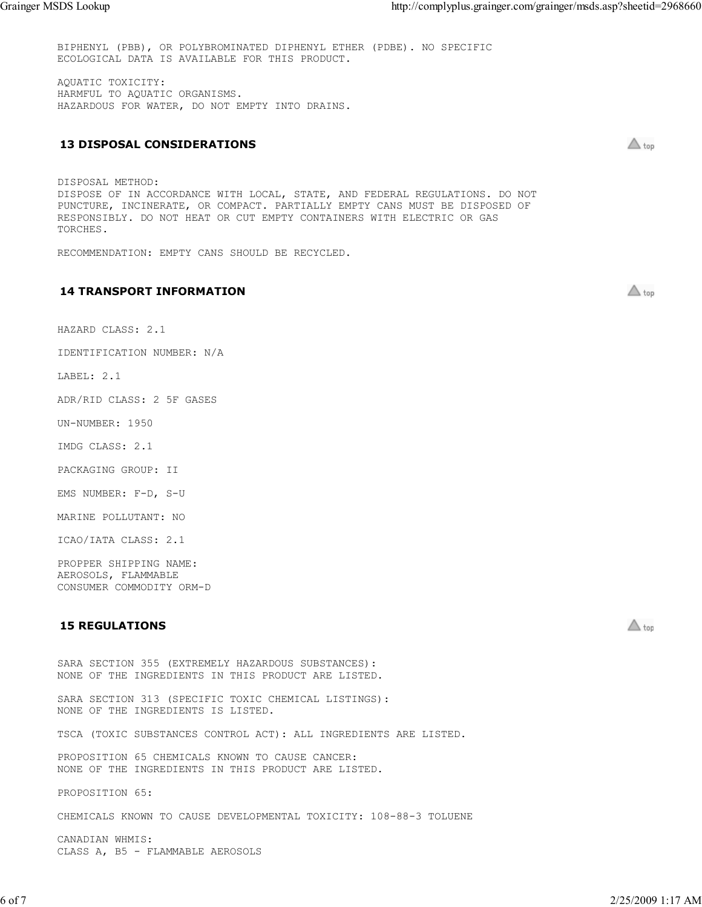BIPHENYL (PBB), OR POLYBROMINATED DIPHENYL ETHER (PDBE). NO SPECIFIC ECOLOGICAL DATA IS AVAILABLE FOR THIS PRODUCT.

AQUATIC TOXICITY:
HARMFUL TO AQUATIC ORGANISMS.
HAZARDOUS FOR WATER, DO NOT EMPTY INTO DRAINS.

## 13 DISPOSAL CONSIDERATIONS

DISPOSAL METHOD:
DISPOSE OF IN ACCORDANCE WITH LOCAL, STATE, AND FEDERAL REGULATIONS. DO NOT PUNCTURE, INCINERATE, OR COMPACT. PARTIALLY EMPTY CANS MUST BE DISPOSED OF RESPONSIBLY. DO NOT HEAT OR CUT EMPTY CONTAINERS WITH ELECTRIC OR GAS TORCHES.

RECOMMENDATION: EMPTY CANS SHOULD BE RECYCLED.

## 14 TRANSPORT INFORMATION

HAZARD CLASS: 2.1

IDENTIFICATION NUMBER: N/A

LABEL: 2.1

ADR/RID CLASS: 2 5F GASES

UN-NUMBER: 1950

IMDG CLASS: 2.1

PACKAGING GROUP: II

EMS NUMBER: F-D, S-U

MARINE POLLUTANT: NO

ICAO/IATA CLASS: 2.1

PROPPER SHIPPING NAME:
AEROSOLS, FLAMMABLE
CONSUMER COMMODITY ORM-D

## 15 REGULATIONS

SARA SECTION 355 (EXTREMELY HAZARDOUS SUBSTANCES):
NONE OF THE INGREDIENTS IN THIS PRODUCT ARE LISTED.

SARA SECTION 313 (SPECIFIC TOXIC CHEMICAL LISTINGS):
NONE OF THE INGREDIENTS IS LISTED.

TSCA (TOXIC SUBSTANCES CONTROL ACT): ALL INGREDIENTS ARE LISTED.

PROPOSITION 65 CHEMICALS KNOWN TO CAUSE CANCER:
NONE OF THE INGREDIENTS IN THIS PRODUCT ARE LISTED.

PROPOSITION 65:

CHEMICALS KNOWN TO CAUSE DEVELOPMENTAL TOXICITY: 108-88-3 TOLUENE

CANADIAN WHMIS:
CLASS A, B5 - FLAMMABLE AEROSOLS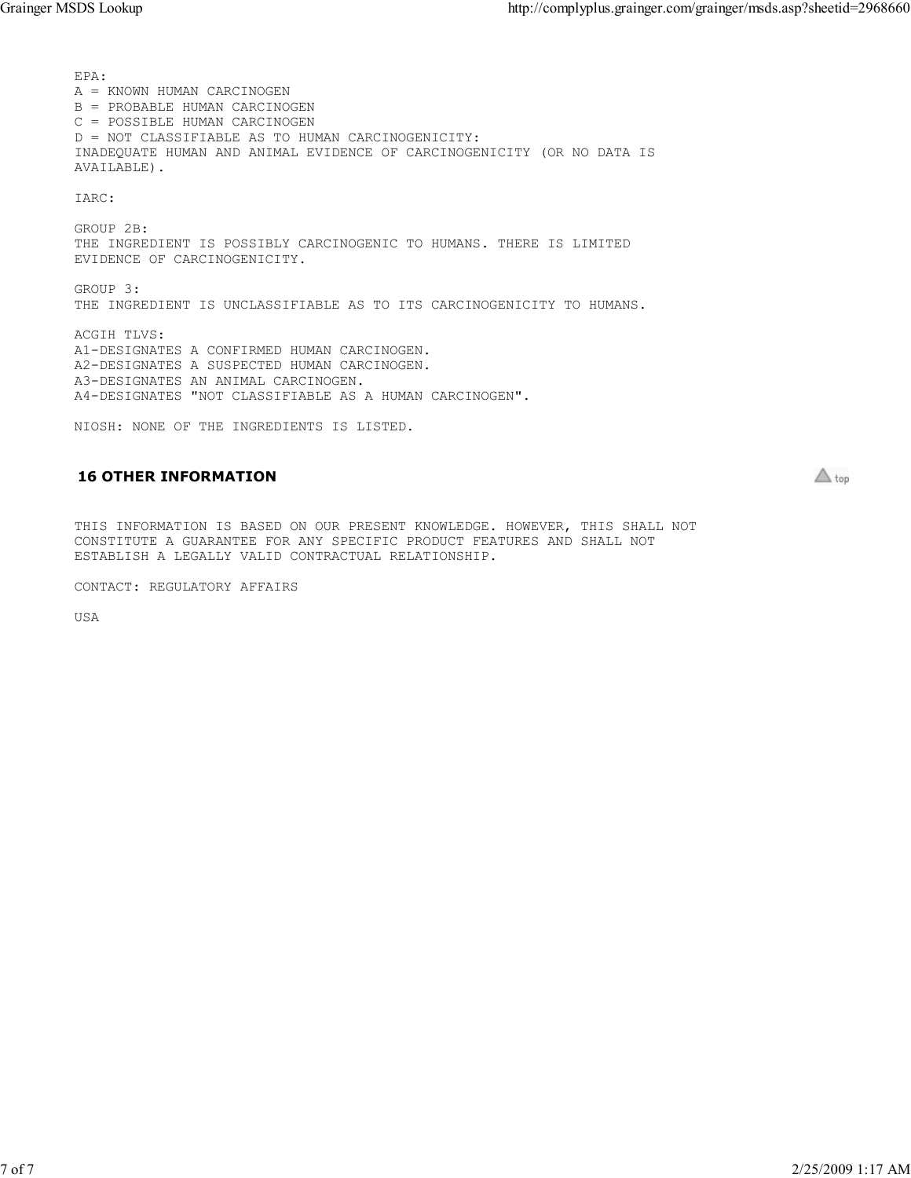EPA:
A = KNOWN HUMAN CARCINOGEN
B = PROBABLE HUMAN CARCINOGEN
C = POSSIBLE HUMAN CARCINOGEN
D = NOT CLASSIFIABLE AS TO HUMAN CARCINOGENICITY:
INADEQUATE HUMAN AND ANIMAL EVIDENCE OF CARCINOGENICITY (OR NO DATA IS AVAILABLE).

IARC:

GROUP 2B:
THE INGREDIENT IS POSSIBLY CARCINOGENIC TO HUMANS. THERE IS LIMITED EVIDENCE OF CARCINOGENICITY.

GROUP 3:
THE INGREDIENT IS UNCLASSIFIABLE AS TO ITS CARCINOGENICITY TO HUMANS.

ACGIH TLVS:
A1-DESIGNATES A CONFIRMED HUMAN CARCINOGEN.
A2-DESIGNATES A SUSPECTED HUMAN CARCINOGEN.
A3-DESIGNATES AN ANIMAL CARCINOGEN.
A4-DESIGNATES "NOT CLASSIFIABLE AS A HUMAN CARCINOGEN".

NIOSH: NONE OF THE INGREDIENTS IS LISTED.

## 16 OTHER INFORMATION

THIS INFORMATION IS BASED ON OUR PRESENT KNOWLEDGE. HOWEVER, THIS SHALL NOT CONSTITUTE A GUARANTEE FOR ANY SPECIFIC PRODUCT FEATURES AND SHALL NOT ESTABLISH A LEGALLY VALID CONTRACTUAL RELATIONSHIP.

CONTACT: REGULATORY AFFAIRS

USA